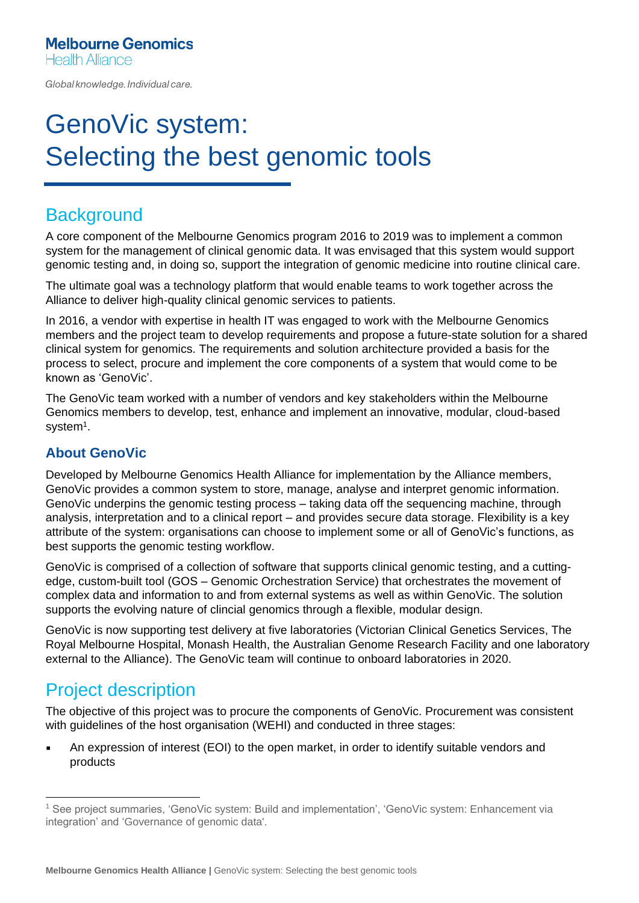Melbourne Genomics
Health Alliance

*Global knowledge. Individual care.*

# GenoVic system: Selecting the best genomic tools

## Background

A core component of the Melbourne Genomics program 2016 to 2019 was to implement a common system for the management of clinical genomic data. It was envisaged that this system would support genomic testing and, in doing so, support the integration of genomic medicine into routine clinical care.

The ultimate goal was a technology platform that would enable teams to work together across the Alliance to deliver high-quality clinical genomic services to patients.

In 2016, a vendor with expertise in health IT was engaged to work with the Melbourne Genomics members and the project team to develop requirements and propose a future-state solution for a shared clinical system for genomics. The requirements and solution architecture provided a basis for the process to select, procure and implement the core components of a system that would come to be known as 'GenoVic'.

The GenoVic team worked with a number of vendors and key stakeholders within the Melbourne Genomics members to develop, test, enhance and implement an innovative, modular, cloud-based system[1].

### About GenoVic

Developed by Melbourne Genomics Health Alliance for implementation by the Alliance members, GenoVic provides a common system to store, manage, analyse and interpret genomic information. GenoVic underpins the genomic testing process – taking data off the sequencing machine, through analysis, interpretation and to a clinical report – and provides secure data storage. Flexibility is a key attribute of the system: organisations can choose to implement some or all of GenoVic's functions, as best supports the genomic testing workflow.

GenoVic is comprised of a collection of software that supports clinical genomic testing, and a cutting-edge, custom-built tool (GOS – Genomic Orchestration Service) that orchestrates the movement of complex data and information to and from external systems as well as within GenoVic. The solution supports the evolving nature of clincial genomics through a flexible, modular design.

GenoVic is now supporting test delivery at five laboratories (Victorian Clinical Genetics Services, The Royal Melbourne Hospital, Monash Health, the Australian Genome Research Facility and one laboratory external to the Alliance). The GenoVic team will continue to onboard laboratories in 2020.

## Project description

The objective of this project was to procure the components of GenoVic. Procurement was consistent with guidelines of the host organisation (WEHI) and conducted in three stages:

- An expression of interest (EOI) to the open market, in order to identify suitable vendors and products

[1] See project summaries, 'GenoVic system: Build and implementation', 'GenoVic system: Enhancement via integration' and 'Governance of genomic data'.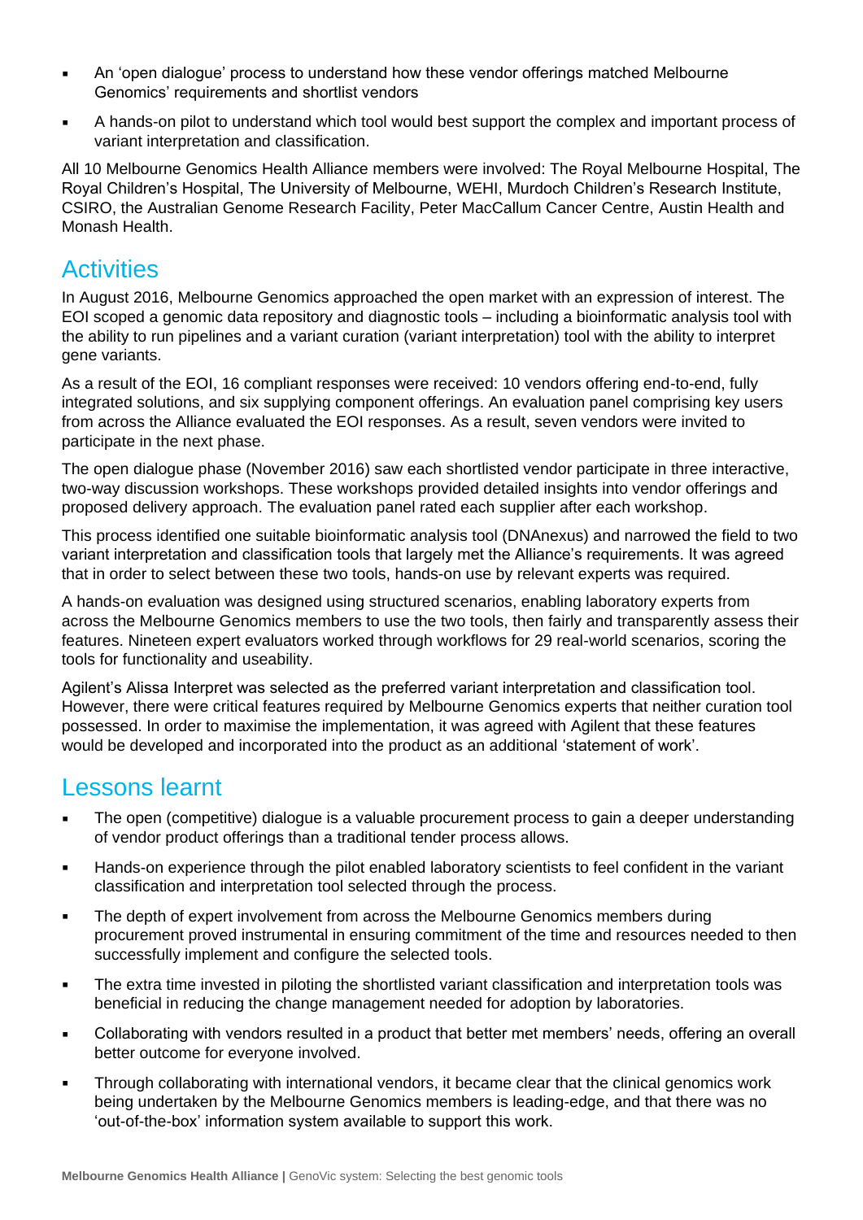- An 'open dialogue' process to understand how these vendor offerings matched Melbourne Genomics' requirements and shortlist vendors
- A hands-on pilot to understand which tool would best support the complex and important process of variant interpretation and classification.

All 10 Melbourne Genomics Health Alliance members were involved: The Royal Melbourne Hospital, The Royal Children's Hospital, The University of Melbourne, WEHI, Murdoch Children's Research Institute, CSIRO, the Australian Genome Research Facility, Peter MacCallum Cancer Centre, Austin Health and Monash Health.

## Activities

In August 2016, Melbourne Genomics approached the open market with an expression of interest. The EOI scoped a genomic data repository and diagnostic tools – including a bioinformatic analysis tool with the ability to run pipelines and a variant curation (variant interpretation) tool with the ability to interpret gene variants.

As a result of the EOI, 16 compliant responses were received: 10 vendors offering end-to-end, fully integrated solutions, and six supplying component offerings. An evaluation panel comprising key users from across the Alliance evaluated the EOI responses. As a result, seven vendors were invited to participate in the next phase.

The open dialogue phase (November 2016) saw each shortlisted vendor participate in three interactive, two-way discussion workshops. These workshops provided detailed insights into vendor offerings and proposed delivery approach. The evaluation panel rated each supplier after each workshop.

This process identified one suitable bioinformatic analysis tool (DNAnexus) and narrowed the field to two variant interpretation and classification tools that largely met the Alliance's requirements. It was agreed that in order to select between these two tools, hands-on use by relevant experts was required.

A hands-on evaluation was designed using structured scenarios, enabling laboratory experts from across the Melbourne Genomics members to use the two tools, then fairly and transparently assess their features. Nineteen expert evaluators worked through workflows for 29 real-world scenarios, scoring the tools for functionality and useability.

Agilent's Alissa Interpret was selected as the preferred variant interpretation and classification tool. However, there were critical features required by Melbourne Genomics experts that neither curation tool possessed. In order to maximise the implementation, it was agreed with Agilent that these features would be developed and incorporated into the product as an additional 'statement of work'.

## Lessons learnt

- The open (competitive) dialogue is a valuable procurement process to gain a deeper understanding of vendor product offerings than a traditional tender process allows.
- Hands-on experience through the pilot enabled laboratory scientists to feel confident in the variant classification and interpretation tool selected through the process.
- The depth of expert involvement from across the Melbourne Genomics members during procurement proved instrumental in ensuring commitment of the time and resources needed to then successfully implement and configure the selected tools.
- The extra time invested in piloting the shortlisted variant classification and interpretation tools was beneficial in reducing the change management needed for adoption by laboratories.
- Collaborating with vendors resulted in a product that better met members' needs, offering an overall better outcome for everyone involved.
- Through collaborating with international vendors, it became clear that the clinical genomics work being undertaken by the Melbourne Genomics members is leading-edge, and that there was no 'out-of-the-box' information system available to support this work.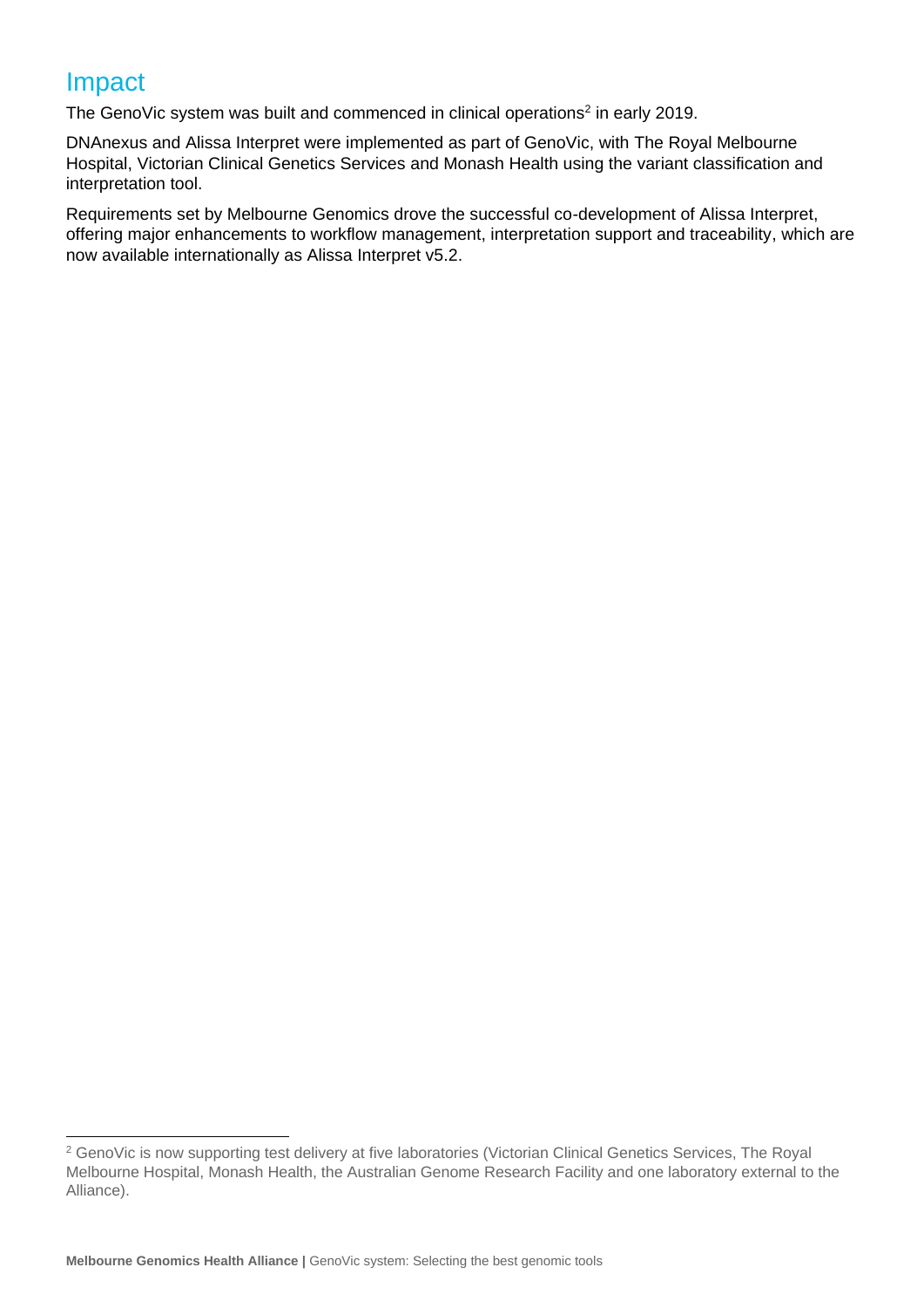## Impact

The GenoVic system was built and commenced in clinical operations[2] in early 2019.

DNAnexus and Alissa Interpret were implemented as part of GenoVic, with The Royal Melbourne Hospital, Victorian Clinical Genetics Services and Monash Health using the variant classification and interpretation tool.

Requirements set by Melbourne Genomics drove the successful co-development of Alissa Interpret, offering major enhancements to workflow management, interpretation support and traceability, which are now available internationally as Alissa Interpret v5.2.

[2] GenoVic is now supporting test delivery at five laboratories (Victorian Clinical Genetics Services, The Royal Melbourne Hospital, Monash Health, the Australian Genome Research Facility and one laboratory external to the Alliance).